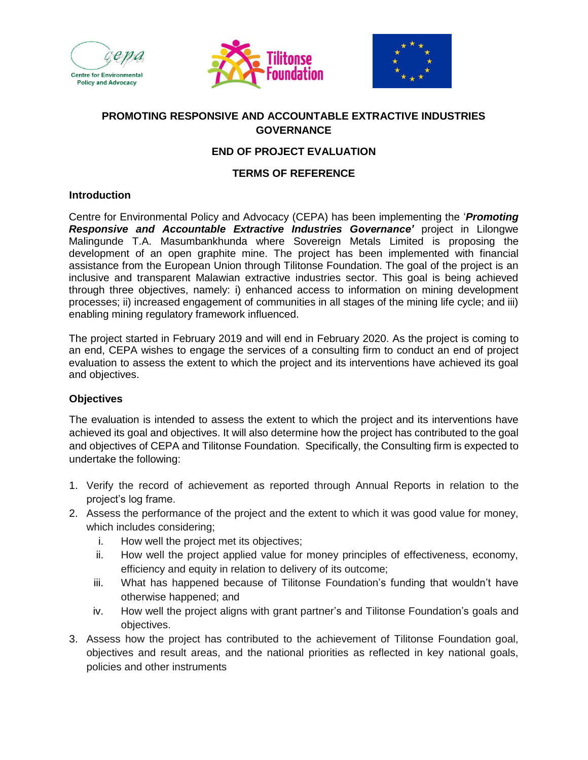# PROMOTING RESPONSIVE AND ACCOUNTABLE EXTRACTIVE INDUSTRIES GOVERNANCE

## END OF PROJECT EVALUATION

## TERMS OF REFERENCE

### Introduction

Centre for Environmental Policy and Advocacy (CEPA) has been implementing the '***Promoting Responsive and Accountable Extractive Industries Governance'*** project in Lilongwe Malingunde T.A. Masumbankhunda where Sovereign Metals Limited is proposing the development of an open graphite mine. The project has been implemented with financial assistance from the European Union through Tilitonse Foundation. The goal of the project is an inclusive and transparent Malawian extractive industries sector. This goal is being achieved through three objectives, namely: i) enhanced access to information on mining development processes; ii) increased engagement of communities in all stages of the mining life cycle; and iii) enabling mining regulatory framework influenced.

The project started in February 2019 and will end in February 2020. As the project is coming to an end, CEPA wishes to engage the services of a consulting firm to conduct an end of project evaluation to assess the extent to which the project and its interventions have achieved its goal and objectives.

### Objectives

The evaluation is intended to assess the extent to which the project and its interventions have achieved its goal and objectives. It will also determine how the project has contributed to the goal and objectives of CEPA and Tilitonse Foundation. Specifically, the Consulting firm is expected to undertake the following:

1. Verify the record of achievement as reported through Annual Reports in relation to the project's log frame.
2. Assess the performance of the project and the extent to which it was good value for money, which includes considering;
   i. How well the project met its objectives;
   ii. How well the project applied value for money principles of effectiveness, economy, efficiency and equity in relation to delivery of its outcome;
   iii. What has happened because of Tilitonse Foundation's funding that wouldn't have otherwise happened; and
   iv. How well the project aligns with grant partner's and Tilitonse Foundation's goals and objectives.
3. Assess how the project has contributed to the achievement of Tilitonse Foundation goal, objectives and result areas, and the national priorities as reflected in key national goals, policies and other instruments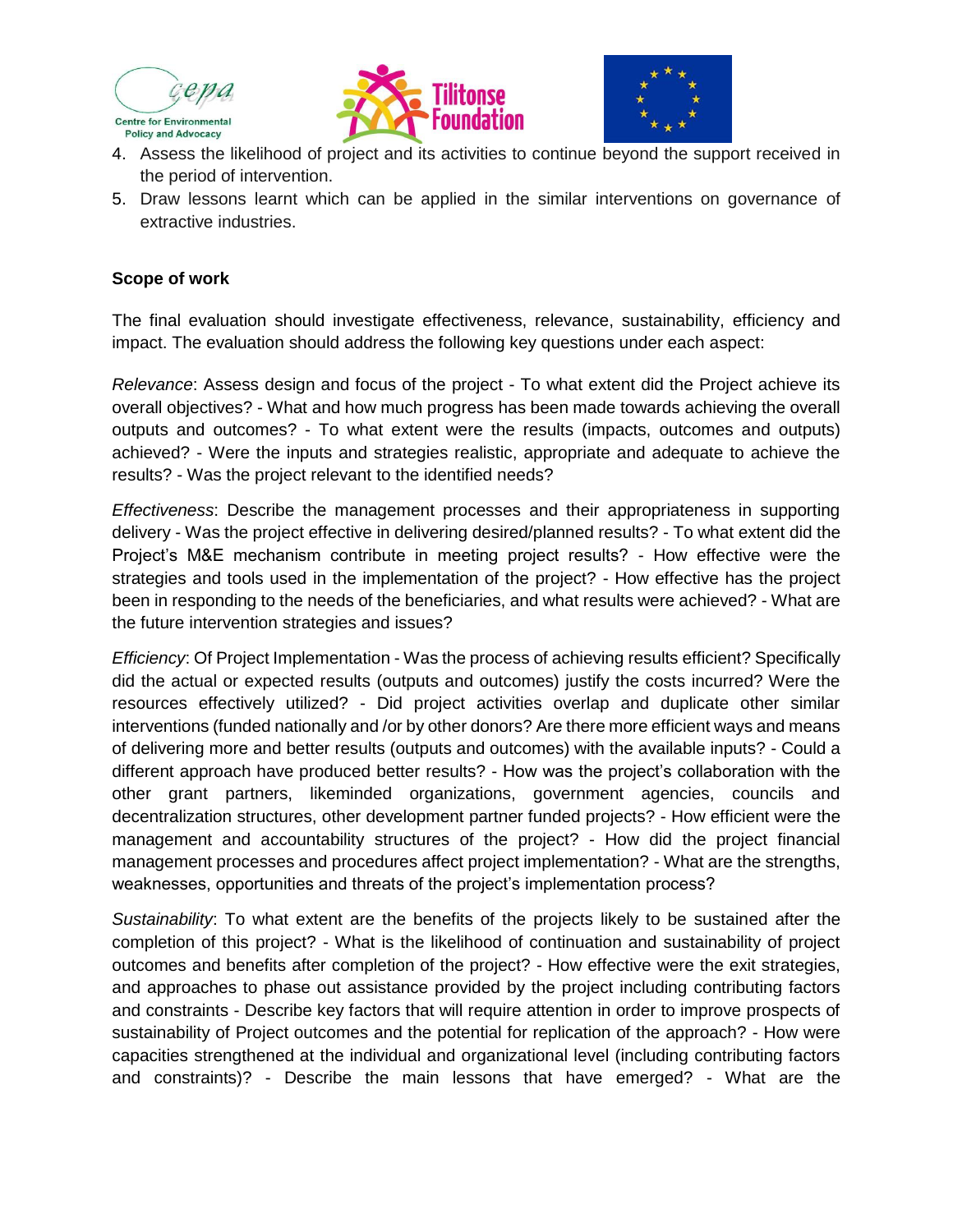4. Assess the likelihood of project and its activities to continue beyond the support received in the period of intervention.
5. Draw lessons learnt which can be applied in the similar interventions on governance of extractive industries.

**Scope of work**

The final evaluation should investigate effectiveness, relevance, sustainability, efficiency and impact. The evaluation should address the following key questions under each aspect:

*Relevance*: Assess design and focus of the project - To what extent did the Project achieve its overall objectives? - What and how much progress has been made towards achieving the overall outputs and outcomes? - To what extent were the results (impacts, outcomes and outputs) achieved? - Were the inputs and strategies realistic, appropriate and adequate to achieve the results? - Was the project relevant to the identified needs?

*Effectiveness*: Describe the management processes and their appropriateness in supporting delivery - Was the project effective in delivering desired/planned results? - To what extent did the Project's M&E mechanism contribute in meeting project results? - How effective were the strategies and tools used in the implementation of the project? - How effective has the project been in responding to the needs of the beneficiaries, and what results were achieved? - What are the future intervention strategies and issues?

*Efficiency*: Of Project Implementation - Was the process of achieving results efficient? Specifically did the actual or expected results (outputs and outcomes) justify the costs incurred? Were the resources effectively utilized? - Did project activities overlap and duplicate other similar interventions (funded nationally and /or by other donors? Are there more efficient ways and means of delivering more and better results (outputs and outcomes) with the available inputs? - Could a different approach have produced better results? - How was the project's collaboration with the other grant partners, likeminded organizations, government agencies, councils and decentralization structures, other development partner funded projects? - How efficient were the management and accountability structures of the project? - How did the project financial management processes and procedures affect project implementation? - What are the strengths, weaknesses, opportunities and threats of the project's implementation process?

*Sustainability*: To what extent are the benefits of the projects likely to be sustained after the completion of this project? - What is the likelihood of continuation and sustainability of project outcomes and benefits after completion of the project? - How effective were the exit strategies, and approaches to phase out assistance provided by the project including contributing factors and constraints - Describe key factors that will require attention in order to improve prospects of sustainability of Project outcomes and the potential for replication of the approach? - How were capacities strengthened at the individual and organizational level (including contributing factors and constraints)? - Describe the main lessons that have emerged? - What are the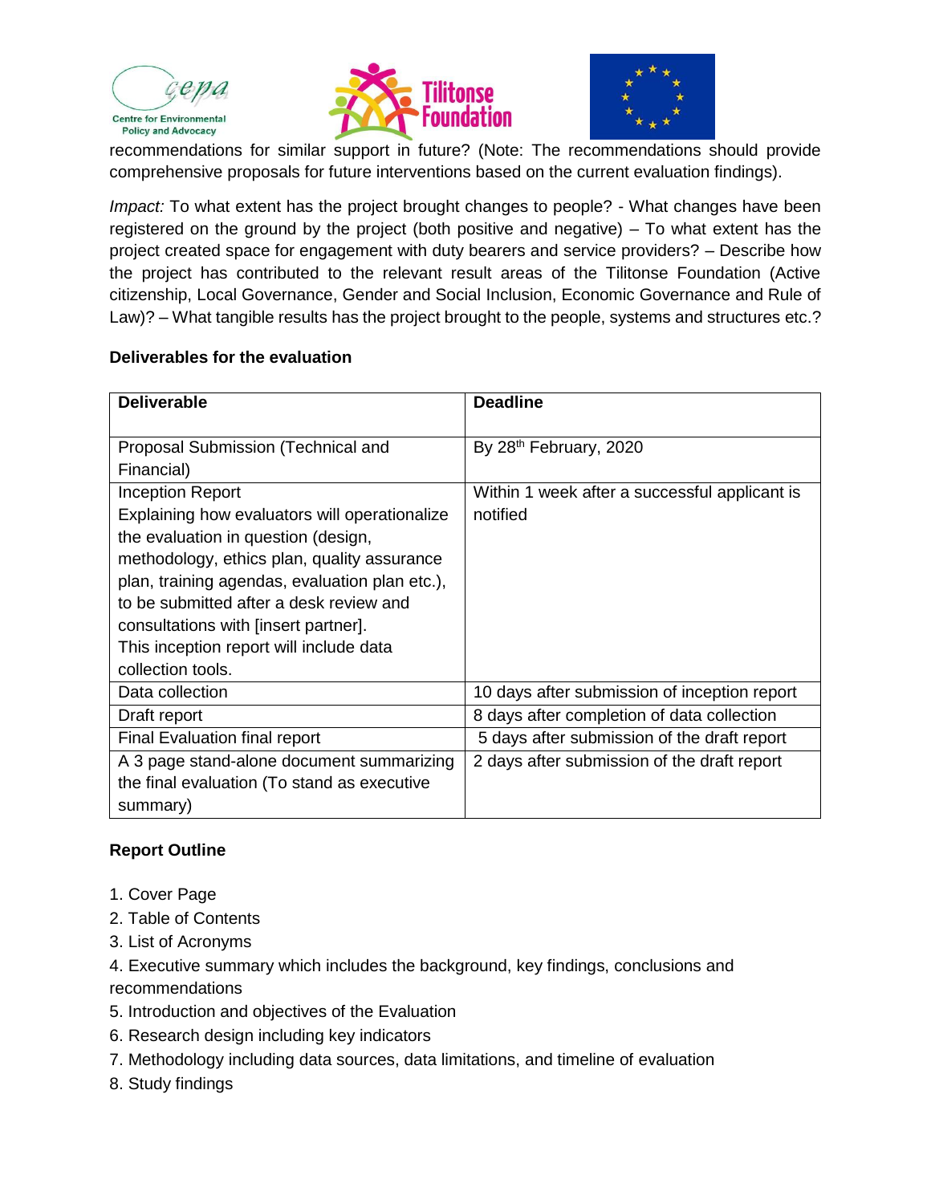recommendations for similar support in future? (Note: The recommendations should provide comprehensive proposals for future interventions based on the current evaluation findings).

*Impact:* To what extent has the project brought changes to people? - What changes have been registered on the ground by the project (both positive and negative) – To what extent has the project created space for engagement with duty bearers and service providers? – Describe how the project has contributed to the relevant result areas of the Tilitonse Foundation (Active citizenship, Local Governance, Gender and Social Inclusion, Economic Governance and Rule of Law)? – What tangible results has the project brought to the people, systems and structures etc.?

**Deliverables for the evaluation**

| Deliverable | Deadline |
| --- | --- |
| Proposal Submission (Technical and Financial) | By 28th February, 2020 |
| Inception Report<br>Explaining how evaluators will operationalize the evaluation in question (design, methodology, ethics plan, quality assurance plan, training agendas, evaluation plan etc.), to be submitted after a desk review and consultations with [insert partner].<br>This inception report will include data collection tools. | Within 1 week after a successful applicant is notified |
| Data collection | 10 days after submission of inception report |
| Draft report | 8 days after completion of data collection |
| Final Evaluation final report | 5 days after submission of the draft report |
| A 3 page stand-alone document summarizing the final evaluation (To stand as executive summary) | 2 days after submission of the draft report |

**Report Outline**

1. Cover Page
2. Table of Contents
3. List of Acronyms
4. Executive summary which includes the background, key findings, conclusions and recommendations
5. Introduction and objectives of the Evaluation
6. Research design including key indicators
7. Methodology including data sources, data limitations, and timeline of evaluation
8. Study findings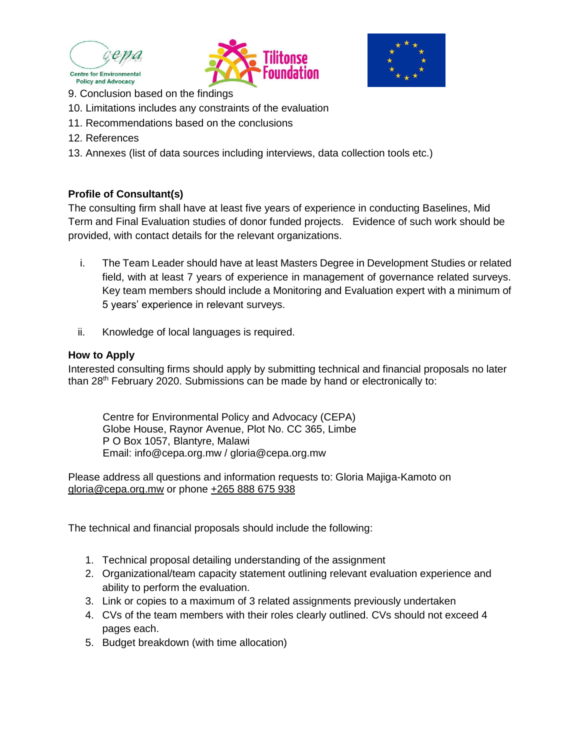9. Conclusion based on the findings
10. Limitations includes any constraints of the evaluation
11. Recommendations based on the conclusions
12. References
13. Annexes (list of data sources including interviews, data collection tools etc.)

**Profile of Consultant(s)**

The consulting firm shall have at least five years of experience in conducting Baselines, Mid Term and Final Evaluation studies of donor funded projects. Evidence of such work should be provided, with contact details for the relevant organizations.

i. The Team Leader should have at least Masters Degree in Development Studies or related field, with at least 7 years of experience in management of governance related surveys. Key team members should include a Monitoring and Evaluation expert with a minimum of 5 years' experience in relevant surveys.

ii. Knowledge of local languages is required.

**How to Apply**

Interested consulting firms should apply by submitting technical and financial proposals no later than 28th February 2020. Submissions can be made by hand or electronically to:

Centre for Environmental Policy and Advocacy (CEPA)
Globe House, Raynor Avenue, Plot No. CC 365, Limbe
P O Box 1057, Blantyre, Malawi
Email: info@cepa.org.mw / gloria@cepa.org.mw

Please address all questions and information requests to: Gloria Majiga-Kamoto on gloria@cepa.org.mw or phone +265 888 675 938

The technical and financial proposals should include the following:

1. Technical proposal detailing understanding of the assignment
2. Organizational/team capacity statement outlining relevant evaluation experience and ability to perform the evaluation.
3. Link or copies to a maximum of 3 related assignments previously undertaken
4. CVs of the team members with their roles clearly outlined. CVs should not exceed 4 pages each.
5. Budget breakdown (with time allocation)